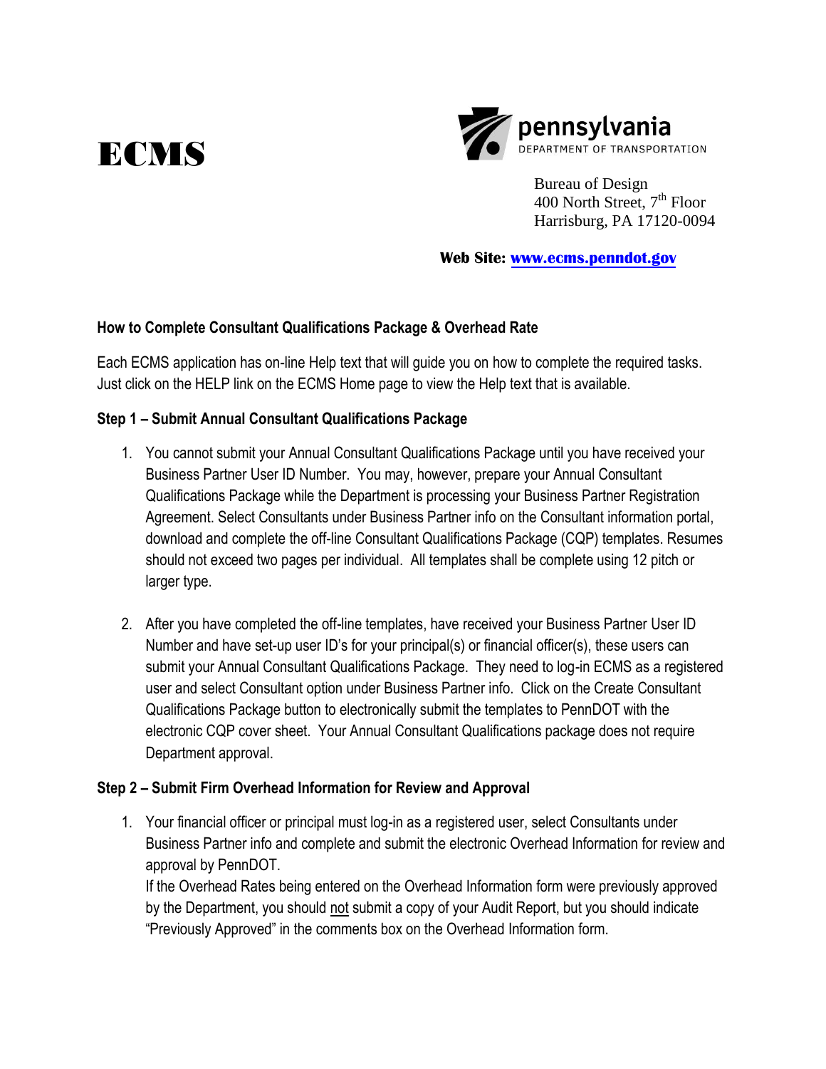# ECMS

pennsylvania
DEPARTMENT OF TRANSPORTATION

Bureau of Design
400 North Street, 7th Floor
Harrisburg, PA 17120-0094

**Web Site: www.ecms.penndot.gov**

### How to Complete Consultant Qualifications Package & Overhead Rate

Each ECMS application has on-line Help text that will guide you on how to complete the required tasks. Just click on the HELP link on the ECMS Home page to view the Help text that is available.

### Step 1 – Submit Annual Consultant Qualifications Package

1. You cannot submit your Annual Consultant Qualifications Package until you have received your Business Partner User ID Number. You may, however, prepare your Annual Consultant Qualifications Package while the Department is processing your Business Partner Registration Agreement. Select Consultants under Business Partner info on the Consultant information portal, download and complete the off-line Consultant Qualifications Package (CQP) templates. Resumes should not exceed two pages per individual. All templates shall be complete using 12 pitch or larger type.

2. After you have completed the off-line templates, have received your Business Partner User ID Number and have set-up user ID's for your principal(s) or financial officer(s), these users can submit your Annual Consultant Qualifications Package. They need to log-in ECMS as a registered user and select Consultant option under Business Partner info. Click on the Create Consultant Qualifications Package button to electronically submit the templates to PennDOT with the electronic CQP cover sheet. Your Annual Consultant Qualifications package does not require Department approval.

### Step 2 – Submit Firm Overhead Information for Review and Approval

1. Your financial officer or principal must log-in as a registered user, select Consultants under Business Partner info and complete and submit the electronic Overhead Information for review and approval by PennDOT.
   If the Overhead Rates being entered on the Overhead Information form were previously approved by the Department, you should not submit a copy of your Audit Report, but you should indicate "Previously Approved" in the comments box on the Overhead Information form.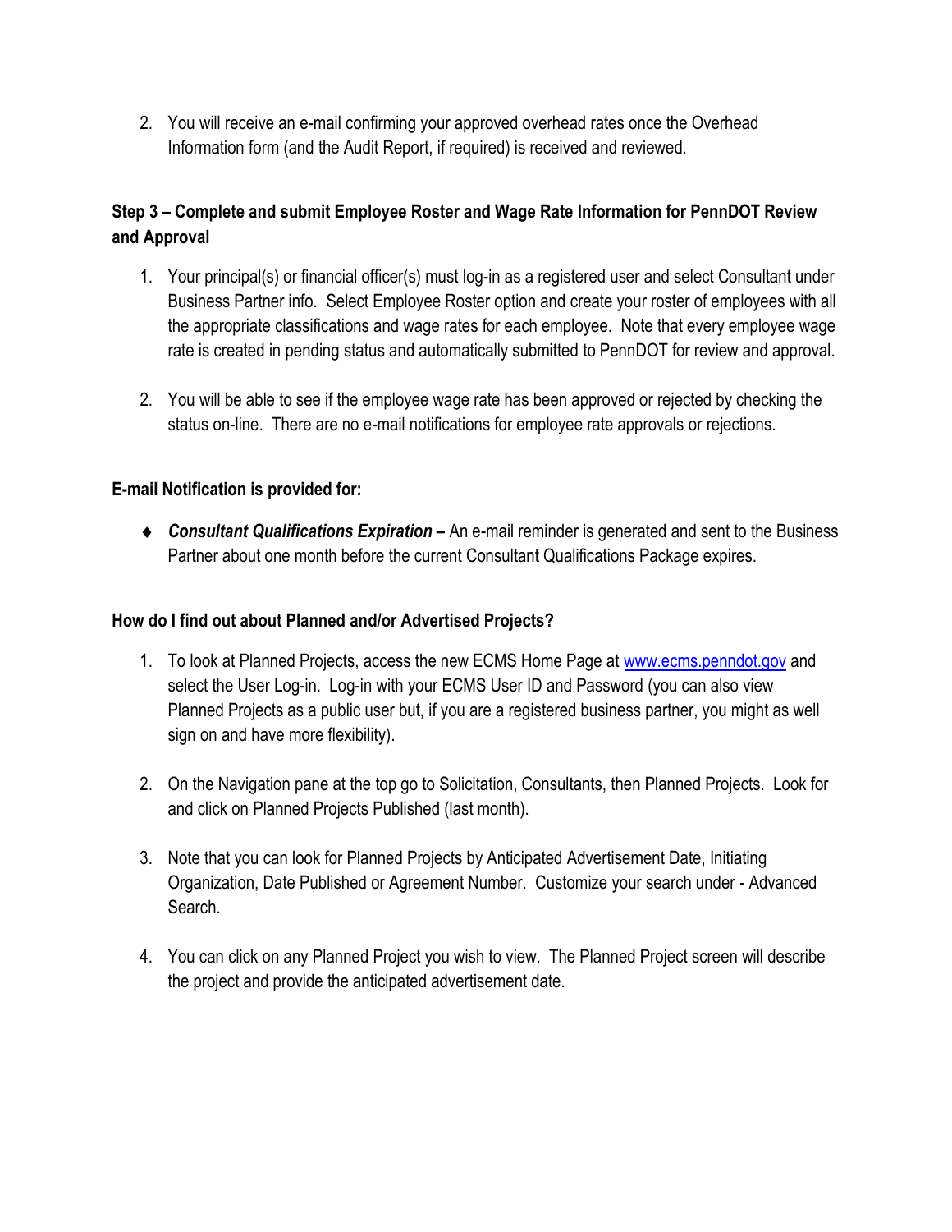2. You will receive an e-mail confirming your approved overhead rates once the Overhead Information form (and the Audit Report, if required) is received and reviewed.

**Step 3 – Complete and submit Employee Roster and Wage Rate Information for PennDOT Review and Approval**

1. Your principal(s) or financial officer(s) must log-in as a registered user and select Consultant under Business Partner info. Select Employee Roster option and create your roster of employees with all the appropriate classifications and wage rates for each employee. Note that every employee wage rate is created in pending status and automatically submitted to PennDOT for review and approval.

2. You will be able to see if the employee wage rate has been approved or rejected by checking the status on-line. There are no e-mail notifications for employee rate approvals or rejections.

**E-mail Notification is provided for:**

- ***Consultant Qualifications Expiration –*** An e-mail reminder is generated and sent to the Business Partner about one month before the current Consultant Qualifications Package expires.

**How do I find out about Planned and/or Advertised Projects?**

1. To look at Planned Projects, access the new ECMS Home Page at www.ecms.penndot.gov and select the User Log-in. Log-in with your ECMS User ID and Password (you can also view Planned Projects as a public user but, if you are a registered business partner, you might as well sign on and have more flexibility).

2. On the Navigation pane at the top go to Solicitation, Consultants, then Planned Projects. Look for and click on Planned Projects Published (last month).

3. Note that you can look for Planned Projects by Anticipated Advertisement Date, Initiating Organization, Date Published or Agreement Number. Customize your search under - Advanced Search.

4. You can click on any Planned Project you wish to view. The Planned Project screen will describe the project and provide the anticipated advertisement date.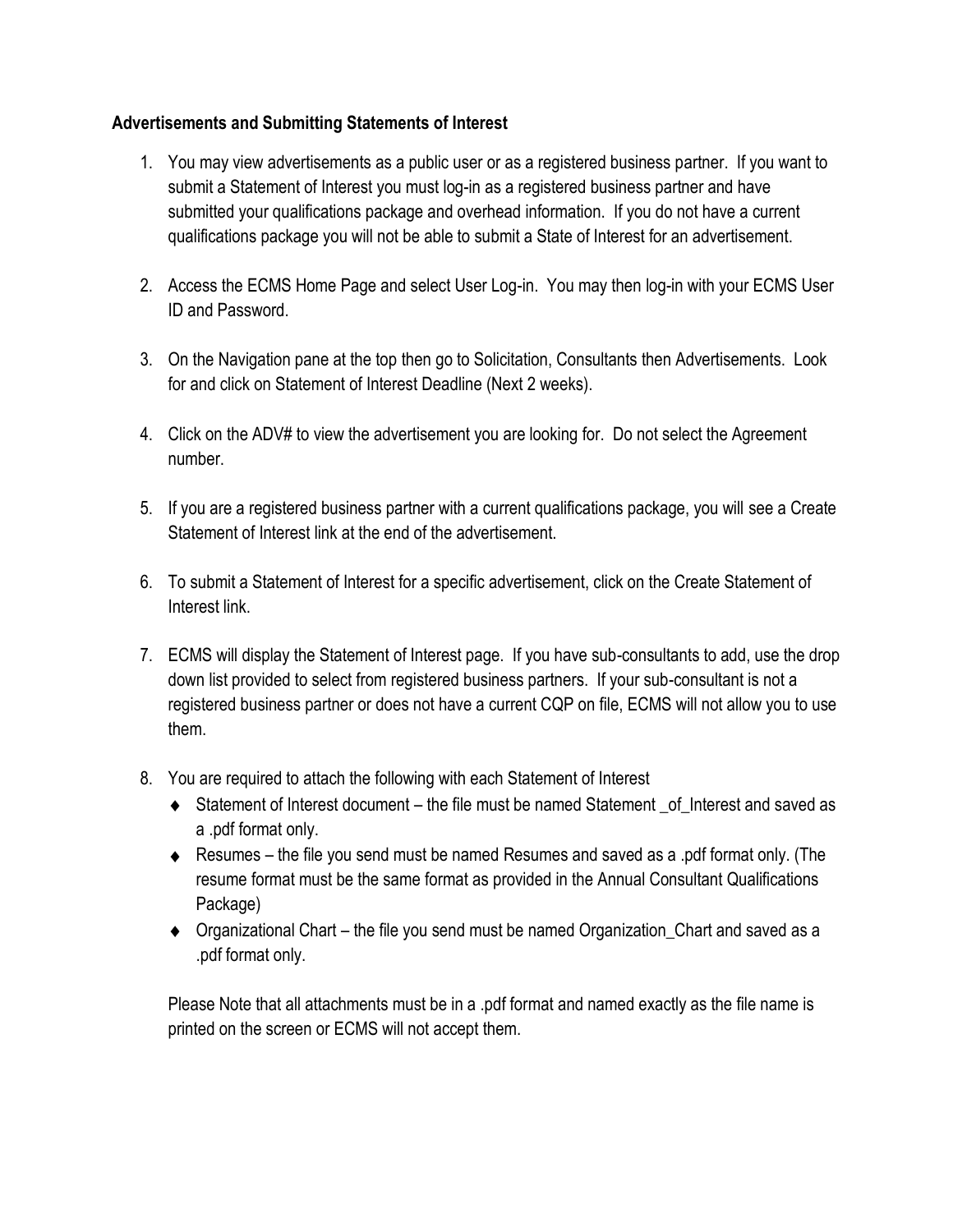**Advertisements and Submitting Statements of Interest**

1. You may view advertisements as a public user or as a registered business partner. If you want to submit a Statement of Interest you must log-in as a registered business partner and have submitted your qualifications package and overhead information. If you do not have a current qualifications package you will not be able to submit a State of Interest for an advertisement.

2. Access the ECMS Home Page and select User Log-in. You may then log-in with your ECMS User ID and Password.

3. On the Navigation pane at the top then go to Solicitation, Consultants then Advertisements. Look for and click on Statement of Interest Deadline (Next 2 weeks).

4. Click on the ADV# to view the advertisement you are looking for. Do not select the Agreement number.

5. If you are a registered business partner with a current qualifications package, you will see a Create Statement of Interest link at the end of the advertisement.

6. To submit a Statement of Interest for a specific advertisement, click on the Create Statement of Interest link.

7. ECMS will display the Statement of Interest page. If you have sub-consultants to add, use the drop down list provided to select from registered business partners. If your sub-consultant is not a registered business partner or does not have a current CQP on file, ECMS will not allow you to use them.

8. You are required to attach the following with each Statement of Interest
   - Statement of Interest document – the file must be named Statement _of_Interest and saved as a .pdf format only.
   - Resumes – the file you send must be named Resumes and saved as a .pdf format only. (The resume format must be the same format as provided in the Annual Consultant Qualifications Package)
   - Organizational Chart – the file you send must be named Organization_Chart and saved as a .pdf format only.

   Please Note that all attachments must be in a .pdf format and named exactly as the file name is printed on the screen or ECMS will not accept them.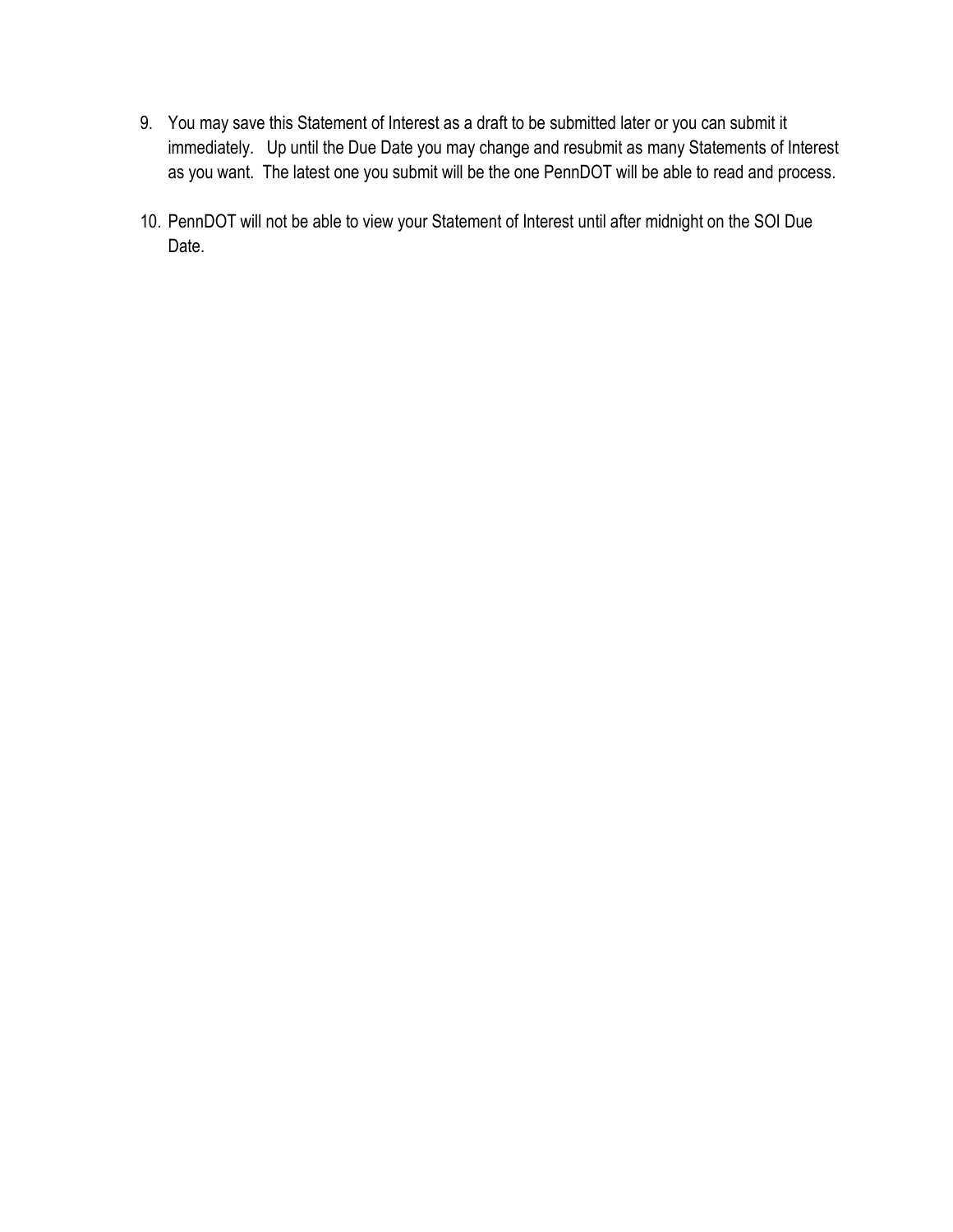9. You may save this Statement of Interest as a draft to be submitted later or you can submit it immediately. Up until the Due Date you may change and resubmit as many Statements of Interest as you want. The latest one you submit will be the one PennDOT will be able to read and process.

10. PennDOT will not be able to view your Statement of Interest until after midnight on the SOI Due Date.